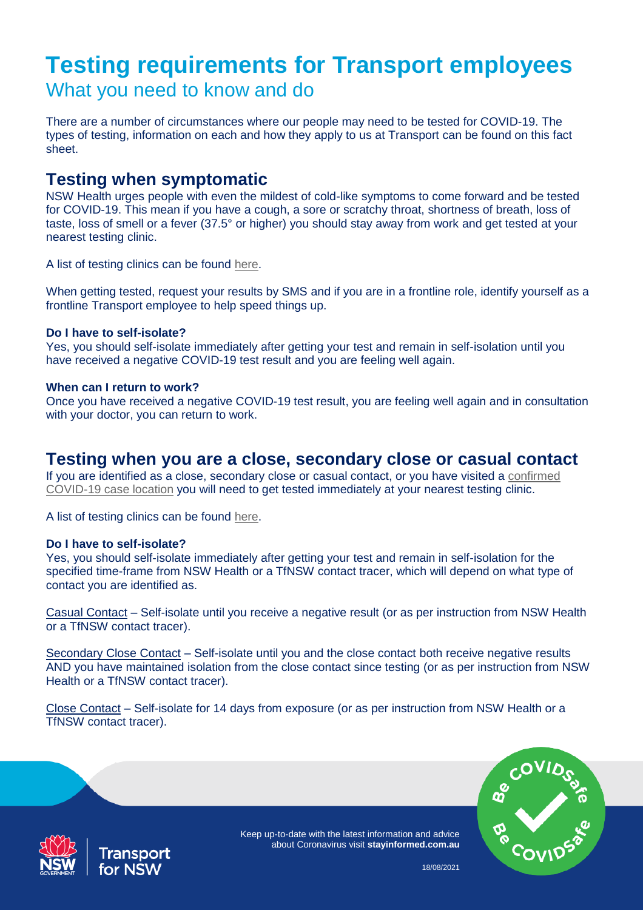# Testing requirements for Transport employees

## What you need to know and do

There are a number of circumstances where our people may need to be tested for COVID-19. The types of testing, information on each and how they apply to us at Transport can be found on this fact sheet.

## Testing when symptomatic

NSW Health urges people with even the mildest of cold-like symptoms to come forward and be tested for COVID-19. This mean if you have a cough, a sore or scratchy throat, shortness of breath, loss of taste, loss of smell or a fever (37.5° or higher) you should stay away from work and get tested at your nearest testing clinic.

A list of testing clinics can be found here.

When getting tested, request your results by SMS and if you are in a frontline role, identify yourself as a frontline Transport employee to help speed things up.

**Do I have to self-isolate?**

Yes, you should self-isolate immediately after getting your test and remain in self-isolation until you have received a negative COVID-19 test result and you are feeling well again.

**When can I return to work?**

Once you have received a negative COVID-19 test result, you are feeling well again and in consultation with your doctor, you can return to work.

## Testing when you are a close, secondary close or casual contact

If you are identified as a close, secondary close or casual contact, or you have visited a confirmed COVID-19 case location you will need to get tested immediately at your nearest testing clinic.

A list of testing clinics can be found here.

**Do I have to self-isolate?**

Yes, you should self-isolate immediately after getting your test and remain in self-isolation for the specified time-frame from NSW Health or a TfNSW contact tracer, which will depend on what type of contact you are identified as.

Casual Contact – Self-isolate until you receive a negative result (or as per instruction from NSW Health or a TfNSW contact tracer).

Secondary Close Contact – Self-isolate until you and the close contact both receive negative results AND you have maintained isolation from the close contact since testing (or as per instruction from NSW Health or a TfNSW contact tracer).

Close Contact – Self-isolate for 14 days from exposure (or as per instruction from NSW Health or a TfNSW contact tracer).

Keep up-to-date with the latest information and advice about Coronavirus visit **stayinformed.com.au**

18/08/2021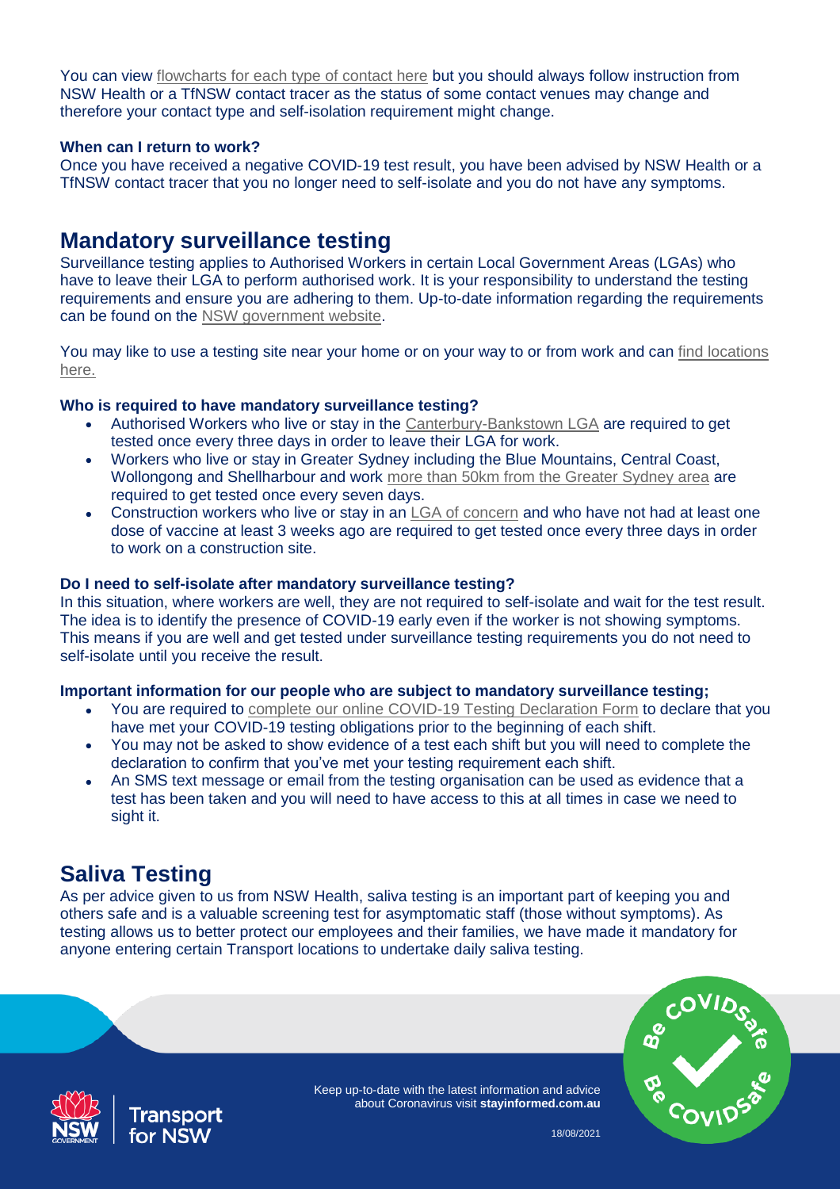You can view flowcharts for each type of contact here but you should always follow instruction from NSW Health or a TfNSW contact tracer as the status of some contact venues may change and therefore your contact type and self-isolation requirement might change.

**When can I return to work?**

Once you have received a negative COVID-19 test result, you have been advised by NSW Health or a TfNSW contact tracer that you no longer need to self-isolate and you do not have any symptoms.

## Mandatory surveillance testing

Surveillance testing applies to Authorised Workers in certain Local Government Areas (LGAs) who have to leave their LGA to perform authorised work. It is your responsibility to understand the testing requirements and ensure you are adhering to them. Up-to-date information regarding the requirements can be found on the NSW government website.

You may like to use a testing site near your home or on your way to or from work and can find locations here.

**Who is required to have mandatory surveillance testing?**

- Authorised Workers who live or stay in the Canterbury-Bankstown LGA are required to get tested once every three days in order to leave their LGA for work.
- Workers who live or stay in Greater Sydney including the Blue Mountains, Central Coast, Wollongong and Shellharbour and work more than 50km from the Greater Sydney area are required to get tested once every seven days.
- Construction workers who live or stay in an LGA of concern and who have not had at least one dose of vaccine at least 3 weeks ago are required to get tested once every three days in order to work on a construction site.

**Do I need to self-isolate after mandatory surveillance testing?**

In this situation, where workers are well, they are not required to self-isolate and wait for the test result. The idea is to identify the presence of COVID-19 early even if the worker is not showing symptoms. This means if you are well and get tested under surveillance testing requirements you do not need to self-isolate until you receive the result.

**Important information for our people who are subject to mandatory surveillance testing;**

- You are required to complete our online COVID-19 Testing Declaration Form to declare that you have met your COVID-19 testing obligations prior to the beginning of each shift.
- You may not be asked to show evidence of a test each shift but you will need to complete the declaration to confirm that you've met your testing requirement each shift.
- An SMS text message or email from the testing organisation can be used as evidence that a test has been taken and you will need to have access to this at all times in case we need to sight it.

## Saliva Testing

As per advice given to us from NSW Health, saliva testing is an important part of keeping you and others safe and is a valuable screening test for asymptomatic staff (those without symptoms). As testing allows us to better protect our employees and their families, we have made it mandatory for anyone entering certain Transport locations to undertake daily saliva testing.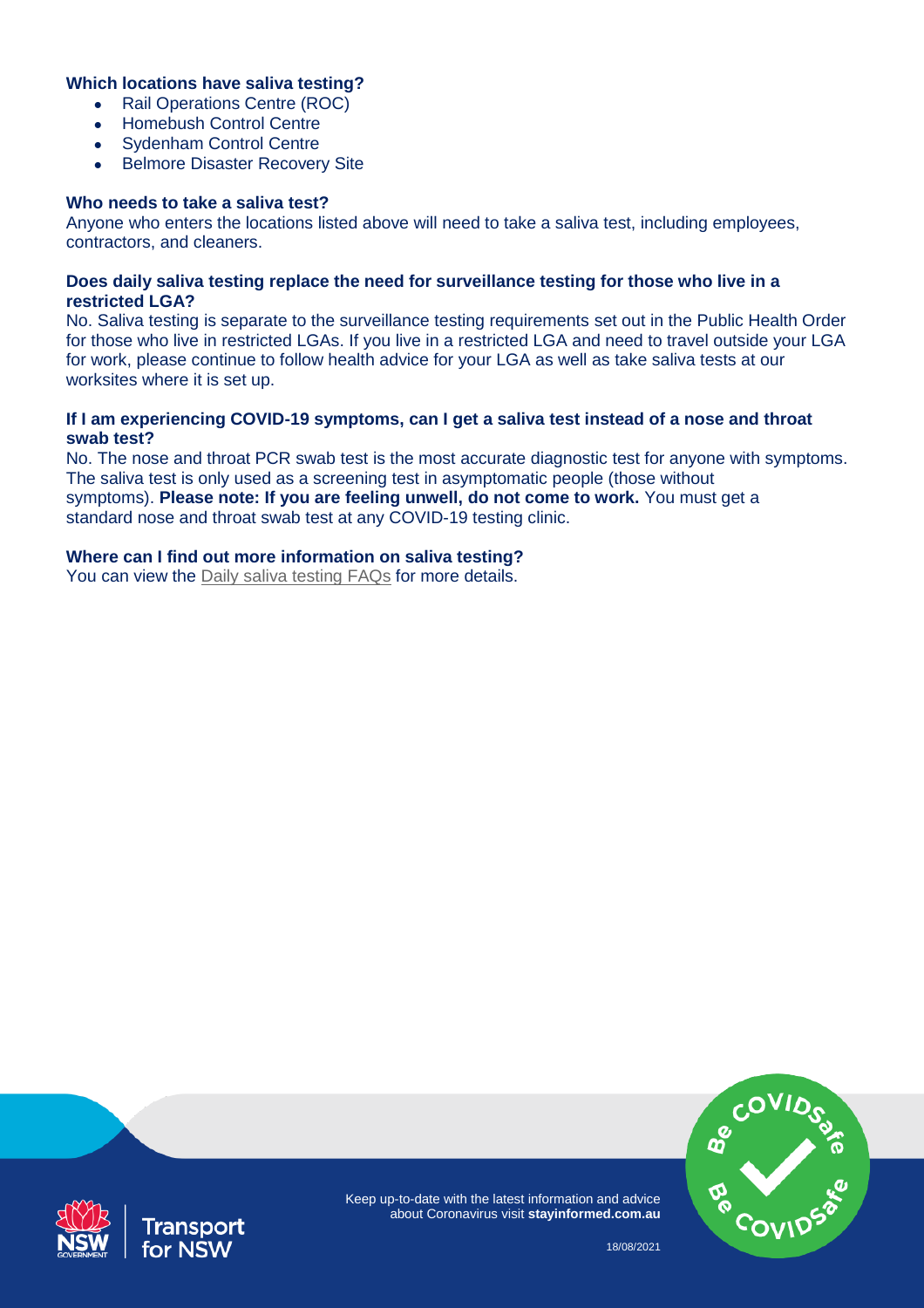**Which locations have saliva testing?**

- Rail Operations Centre (ROC)
- Homebush Control Centre
- Sydenham Control Centre
- Belmore Disaster Recovery Site

**Who needs to take a saliva test?**

Anyone who enters the locations listed above will need to take a saliva test, including employees, contractors, and cleaners.

**Does daily saliva testing replace the need for surveillance testing for those who live in a restricted LGA?**

No. Saliva testing is separate to the surveillance testing requirements set out in the Public Health Order for those who live in restricted LGAs. If you live in a restricted LGA and need to travel outside your LGA for work, please continue to follow health advice for your LGA as well as take saliva tests at our worksites where it is set up.

**If I am experiencing COVID-19 symptoms, can I get a saliva test instead of a nose and throat swab test?**

No. The nose and throat PCR swab test is the most accurate diagnostic test for anyone with symptoms. The saliva test is only used as a screening test in asymptomatic people (those without symptoms). **Please note: If you are feeling unwell, do not come to work.** You must get a standard nose and throat swab test at any COVID-19 testing clinic.

**Where can I find out more information on saliva testing?**

You can view the Daily saliva testing FAQs for more details.

Keep up-to-date with the latest information and advice about Coronavirus visit **stayinformed.com.au**

18/08/2021